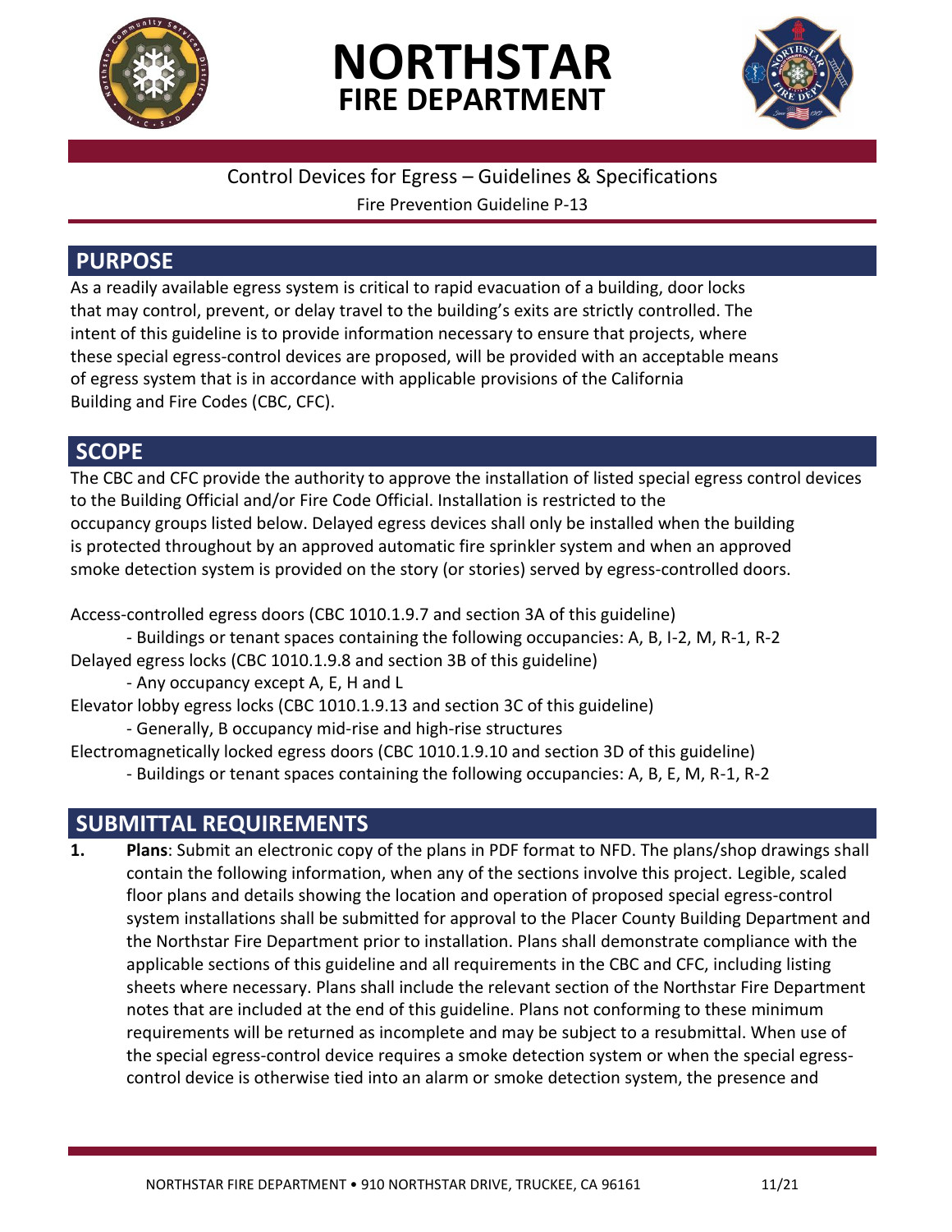# NORTHSTAR FIRE DEPARTMENT

Control Devices for Egress – Guidelines & Specifications

Fire Prevention Guideline P-13

## PURPOSE

As a readily available egress system is critical to rapid evacuation of a building, door locks that may control, prevent, or delay travel to the building's exits are strictly controlled. The intent of this guideline is to provide information necessary to ensure that projects, where these special egress-control devices are proposed, will be provided with an acceptable means of egress system that is in accordance with applicable provisions of the California Building and Fire Codes (CBC, CFC).

## SCOPE

The CBC and CFC provide the authority to approve the installation of listed special egress control devices to the Building Official and/or Fire Code Official. Installation is restricted to the occupancy groups listed below. Delayed egress devices shall only be installed when the building is protected throughout by an approved automatic fire sprinkler system and when an approved smoke detection system is provided on the story (or stories) served by egress-controlled doors.

Access-controlled egress doors (CBC 1010.1.9.7 and section 3A of this guideline)
- Buildings or tenant spaces containing the following occupancies: A, B, I-2, M, R-1, R-2

Delayed egress locks (CBC 1010.1.9.8 and section 3B of this guideline)
- Any occupancy except A, E, H and L

Elevator lobby egress locks (CBC 1010.1.9.13 and section 3C of this guideline)
- Generally, B occupancy mid-rise and high-rise structures

Electromagnetically locked egress doors (CBC 1010.1.9.10 and section 3D of this guideline)
- Buildings or tenant spaces containing the following occupancies: A, B, E, M, R-1, R-2

## SUBMITTAL REQUIREMENTS

1. **Plans**: Submit an electronic copy of the plans in PDF format to NFD. The plans/shop drawings shall contain the following information, when any of the sections involve this project. Legible, scaled floor plans and details showing the location and operation of proposed special egress-control system installations shall be submitted for approval to the Placer County Building Department and the Northstar Fire Department prior to installation. Plans shall demonstrate compliance with the applicable sections of this guideline and all requirements in the CBC and CFC, including listing sheets where necessary. Plans shall include the relevant section of the Northstar Fire Department notes that are included at the end of this guideline. Plans not conforming to these minimum requirements will be returned as incomplete and may be subject to a resubmittal. When use of the special egress-control device requires a smoke detection system or when the special egress-control device is otherwise tied into an alarm or smoke detection system, the presence and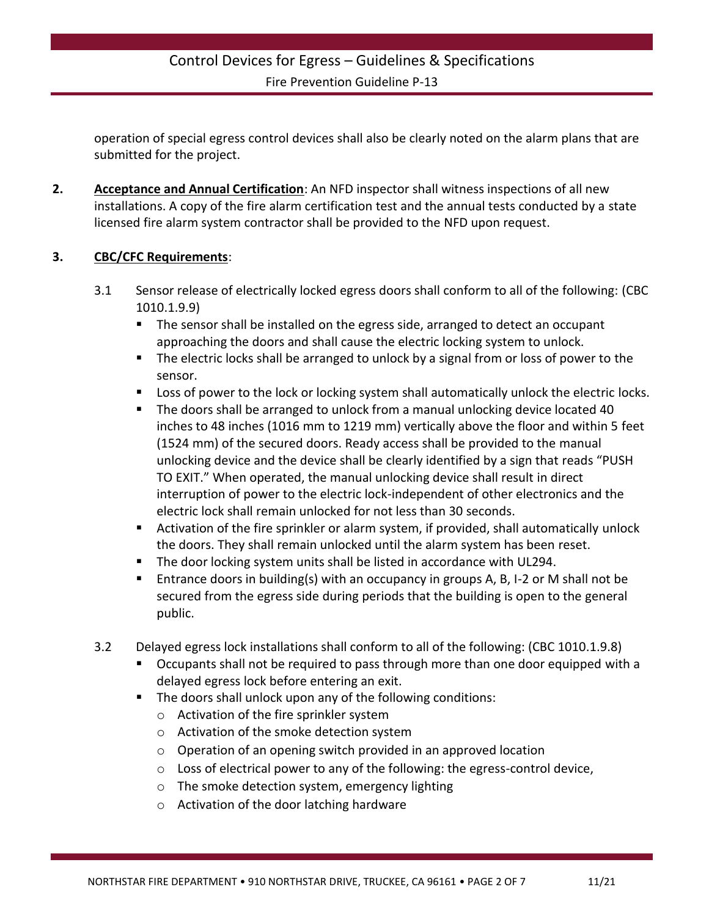operation of special egress control devices shall also be clearly noted on the alarm plans that are submitted for the project.

**2. Acceptance and Annual Certification**: An NFD inspector shall witness inspections of all new installations. A copy of the fire alarm certification test and the annual tests conducted by a state licensed fire alarm system contractor shall be provided to the NFD upon request.

**3. CBC/CFC Requirements**:

3.1 Sensor release of electrically locked egress doors shall conform to all of the following: (CBC 1010.1.9.9)

- The sensor shall be installed on the egress side, arranged to detect an occupant approaching the doors and shall cause the electric locking system to unlock.
- The electric locks shall be arranged to unlock by a signal from or loss of power to the sensor.
- Loss of power to the lock or locking system shall automatically unlock the electric locks.
- The doors shall be arranged to unlock from a manual unlocking device located 40 inches to 48 inches (1016 mm to 1219 mm) vertically above the floor and within 5 feet (1524 mm) of the secured doors. Ready access shall be provided to the manual unlocking device and the device shall be clearly identified by a sign that reads "PUSH TO EXIT." When operated, the manual unlocking device shall result in direct interruption of power to the electric lock-independent of other electronics and the electric lock shall remain unlocked for not less than 30 seconds.
- Activation of the fire sprinkler or alarm system, if provided, shall automatically unlock the doors. They shall remain unlocked until the alarm system has been reset.
- The door locking system units shall be listed in accordance with UL294.
- Entrance doors in building(s) with an occupancy in groups A, B, I-2 or M shall not be secured from the egress side during periods that the building is open to the general public.

3.2 Delayed egress lock installations shall conform to all of the following: (CBC 1010.1.9.8)

- Occupants shall not be required to pass through more than one door equipped with a delayed egress lock before entering an exit.
- The doors shall unlock upon any of the following conditions:
  - Activation of the fire sprinkler system
  - Activation of the smoke detection system
  - Operation of an opening switch provided in an approved location
  - Loss of electrical power to any of the following: the egress-control device,
  - The smoke detection system, emergency lighting
  - Activation of the door latching hardware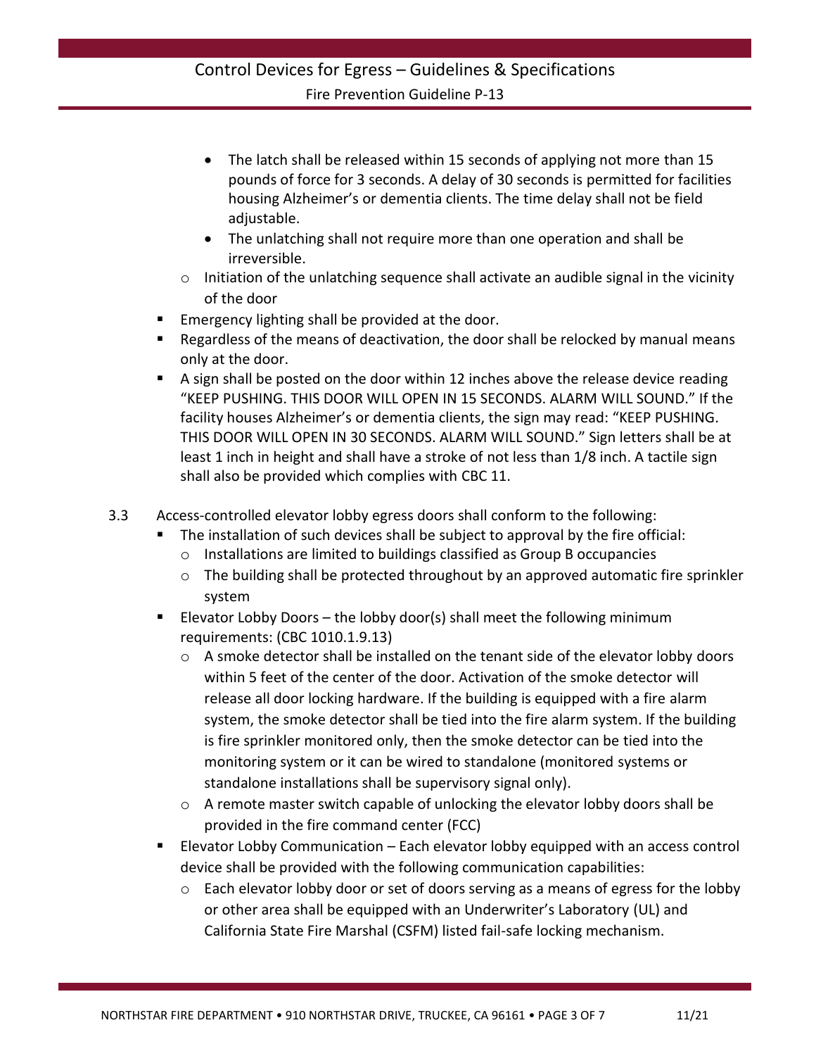- The latch shall be released within 15 seconds of applying not more than 15 pounds of force for 3 seconds. A delay of 30 seconds is permitted for facilities housing Alzheimer's or dementia clients. The time delay shall not be field adjustable.
        - The unlatching shall not require more than one operation and shall be irreversible.
    - Initiation of the unlatching sequence shall activate an audible signal in the vicinity of the door
- Emergency lighting shall be provided at the door.
- Regardless of the means of deactivation, the door shall be relocked by manual means only at the door.
- A sign shall be posted on the door within 12 inches above the release device reading "KEEP PUSHING. THIS DOOR WILL OPEN IN 15 SECONDS. ALARM WILL SOUND." If the facility houses Alzheimer's or dementia clients, the sign may read: "KEEP PUSHING. THIS DOOR WILL OPEN IN 30 SECONDS. ALARM WILL SOUND." Sign letters shall be at least 1 inch in height and shall have a stroke of not less than 1/8 inch. A tactile sign shall also be provided which complies with CBC 11.

3.3 Access-controlled elevator lobby egress doors shall conform to the following:

- The installation of such devices shall be subject to approval by the fire official:
    - Installations are limited to buildings classified as Group B occupancies
    - The building shall be protected throughout by an approved automatic fire sprinkler system
- Elevator Lobby Doors – the lobby door(s) shall meet the following minimum requirements: (CBC 1010.1.9.13)
    - A smoke detector shall be installed on the tenant side of the elevator lobby doors within 5 feet of the center of the door. Activation of the smoke detector will release all door locking hardware. If the building is equipped with a fire alarm system, the smoke detector shall be tied into the fire alarm system. If the building is fire sprinkler monitored only, then the smoke detector can be tied into the monitoring system or it can be wired to standalone (monitored systems or standalone installations shall be supervisory signal only).
    - A remote master switch capable of unlocking the elevator lobby doors shall be provided in the fire command center (FCC)
- Elevator Lobby Communication – Each elevator lobby equipped with an access control device shall be provided with the following communication capabilities:
    - Each elevator lobby door or set of doors serving as a means of egress for the lobby or other area shall be equipped with an Underwriter's Laboratory (UL) and California State Fire Marshal (CSFM) listed fail-safe locking mechanism.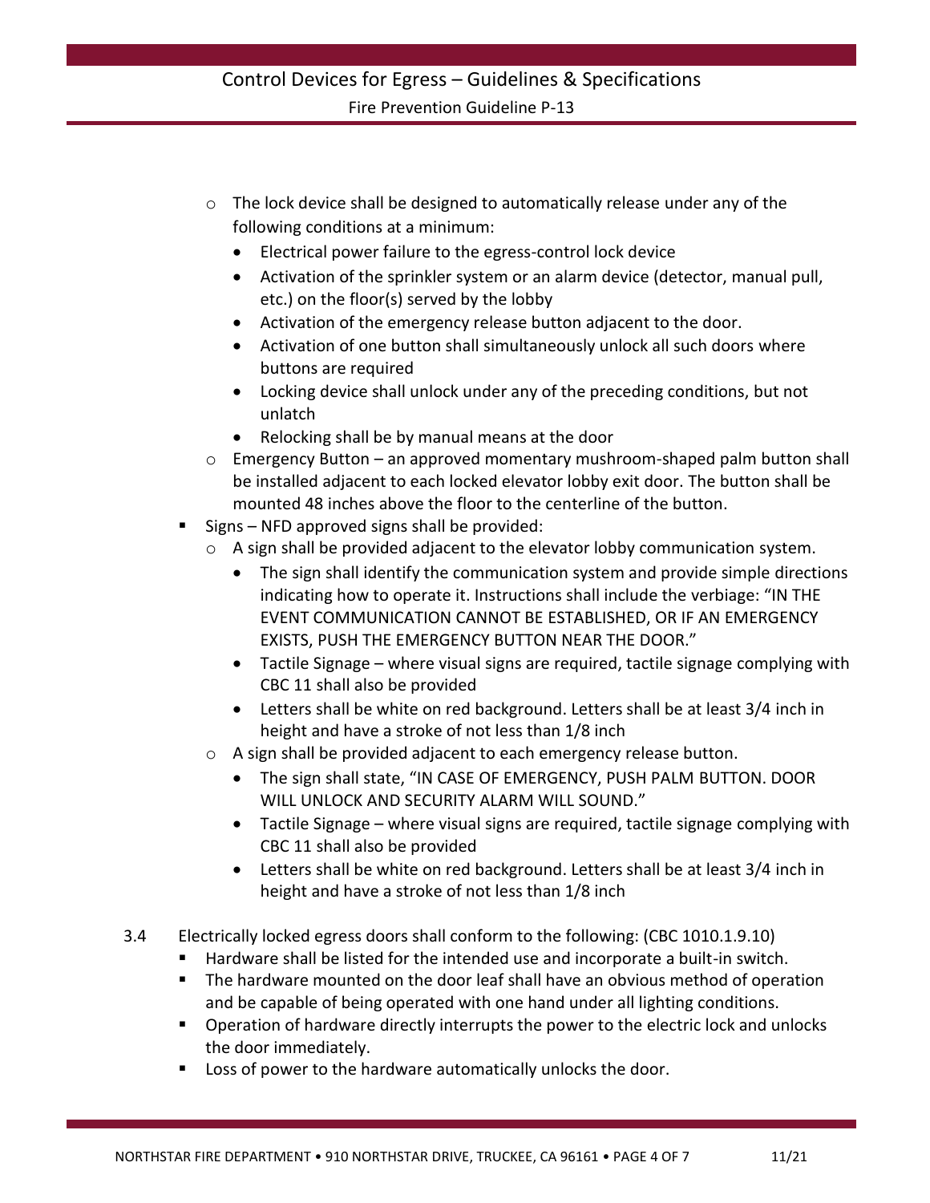- The lock device shall be designed to automatically release under any of the following conditions at a minimum:
  - Electrical power failure to the egress-control lock device
  - Activation of the sprinkler system or an alarm device (detector, manual pull, etc.) on the floor(s) served by the lobby
  - Activation of the emergency release button adjacent to the door.
  - Activation of one button shall simultaneously unlock all such doors where buttons are required
  - Locking device shall unlock under any of the preceding conditions, but not unlatch
  - Relocking shall be by manual means at the door
- Emergency Button – an approved momentary mushroom-shaped palm button shall be installed adjacent to each locked elevator lobby exit door. The button shall be mounted 48 inches above the floor to the centerline of the button.

- Signs – NFD approved signs shall be provided:
  - A sign shall be provided adjacent to the elevator lobby communication system.
    - The sign shall identify the communication system and provide simple directions indicating how to operate it. Instructions shall include the verbiage: "IN THE EVENT COMMUNICATION CANNOT BE ESTABLISHED, OR IF AN EMERGENCY EXISTS, PUSH THE EMERGENCY BUTTON NEAR THE DOOR."
    - Tactile Signage – where visual signs are required, tactile signage complying with CBC 11 shall also be provided
    - Letters shall be white on red background. Letters shall be at least 3/4 inch in height and have a stroke of not less than 1/8 inch
  - A sign shall be provided adjacent to each emergency release button.
    - The sign shall state, "IN CASE OF EMERGENCY, PUSH PALM BUTTON. DOOR WILL UNLOCK AND SECURITY ALARM WILL SOUND."
    - Tactile Signage – where visual signs are required, tactile signage complying with CBC 11 shall also be provided
    - Letters shall be white on red background. Letters shall be at least 3/4 inch in height and have a stroke of not less than 1/8 inch

3.4 Electrically locked egress doors shall conform to the following: (CBC 1010.1.9.10)

- Hardware shall be listed for the intended use and incorporate a built-in switch.
- The hardware mounted on the door leaf shall have an obvious method of operation and be capable of being operated with one hand under all lighting conditions.
- Operation of hardware directly interrupts the power to the electric lock and unlocks the door immediately.
- Loss of power to the hardware automatically unlocks the door.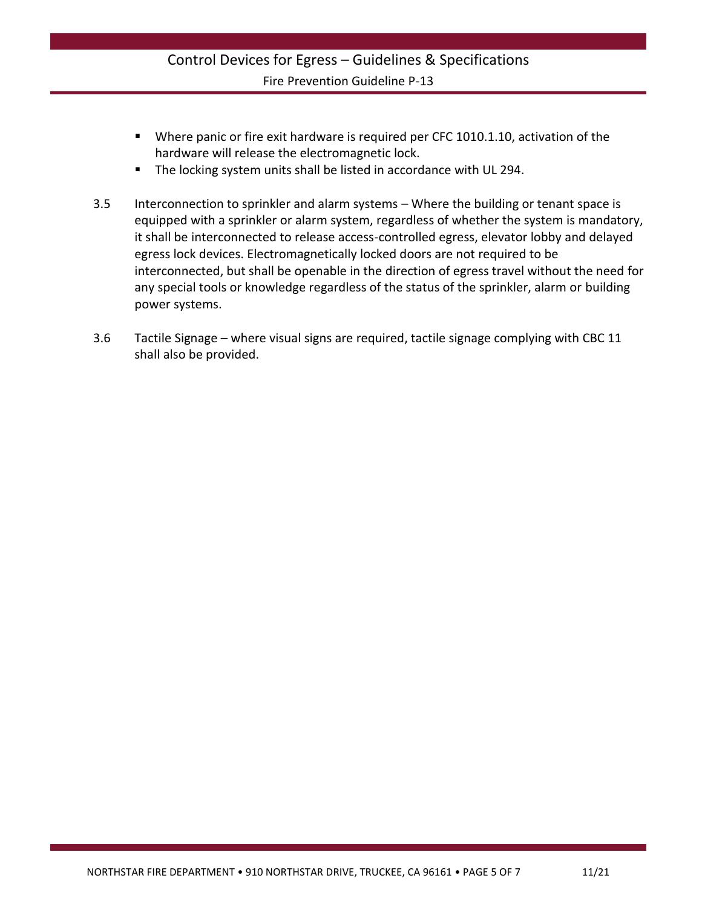- Where panic or fire exit hardware is required per CFC 1010.1.10, activation of the hardware will release the electromagnetic lock.
- The locking system units shall be listed in accordance with UL 294.

3.5 Interconnection to sprinkler and alarm systems – Where the building or tenant space is equipped with a sprinkler or alarm system, regardless of whether the system is mandatory, it shall be interconnected to release access-controlled egress, elevator lobby and delayed egress lock devices. Electromagnetically locked doors are not required to be interconnected, but shall be openable in the direction of egress travel without the need for any special tools or knowledge regardless of the status of the sprinkler, alarm or building power systems.

3.6 Tactile Signage – where visual signs are required, tactile signage complying with CBC 11 shall also be provided.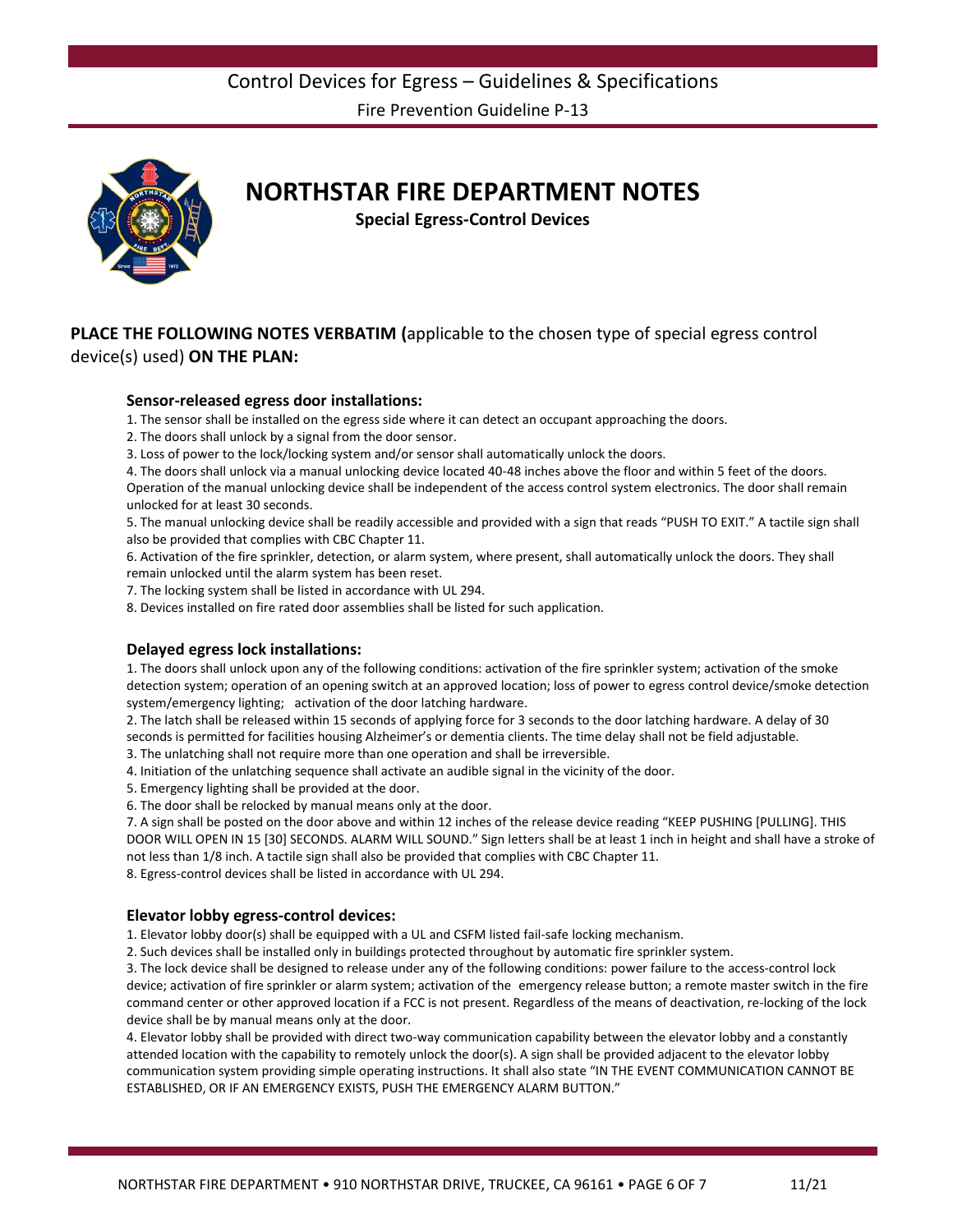# NORTHSTAR FIRE DEPARTMENT NOTES

**Special Egress-Control Devices**

**PLACE THE FOLLOWING NOTES VERBATIM (**applicable to the chosen type of special egress control device(s) used) **ON THE PLAN:**

### Sensor-released egress door installations:

1. The sensor shall be installed on the egress side where it can detect an occupant approaching the doors.
2. The doors shall unlock by a signal from the door sensor.
3. Loss of power to the lock/locking system and/or sensor shall automatically unlock the doors.
4. The doors shall unlock via a manual unlocking device located 40-48 inches above the floor and within 5 feet of the doors. Operation of the manual unlocking device shall be independent of the access control system electronics. The door shall remain unlocked for at least 30 seconds.
5. The manual unlocking device shall be readily accessible and provided with a sign that reads "PUSH TO EXIT." A tactile sign shall also be provided that complies with CBC Chapter 11.
6. Activation of the fire sprinkler, detection, or alarm system, where present, shall automatically unlock the doors. They shall remain unlocked until the alarm system has been reset.
7. The locking system shall be listed in accordance with UL 294.
8. Devices installed on fire rated door assemblies shall be listed for such application.

### Delayed egress lock installations:

1. The doors shall unlock upon any of the following conditions: activation of the fire sprinkler system; activation of the smoke detection system; operation of an opening switch at an approved location; loss of power to egress control device/smoke detection system/emergency lighting; activation of the door latching hardware.
2. The latch shall be released within 15 seconds of applying force for 3 seconds to the door latching hardware. A delay of 30 seconds is permitted for facilities housing Alzheimer's or dementia clients. The time delay shall not be field adjustable.
3. The unlatching shall not require more than one operation and shall be irreversible.
4. Initiation of the unlatching sequence shall activate an audible signal in the vicinity of the door.
5. Emergency lighting shall be provided at the door.
6. The door shall be relocked by manual means only at the door.
7. A sign shall be posted on the door above and within 12 inches of the release device reading "KEEP PUSHING [PULLING]. THIS DOOR WILL OPEN IN 15 [30] SECONDS. ALARM WILL SOUND." Sign letters shall be at least 1 inch in height and shall have a stroke of not less than 1/8 inch. A tactile sign shall also be provided that complies with CBC Chapter 11.
8. Egress-control devices shall be listed in accordance with UL 294.

### Elevator lobby egress-control devices:

1. Elevator lobby door(s) shall be equipped with a UL and CSFM listed fail-safe locking mechanism.
2. Such devices shall be installed only in buildings protected throughout by automatic fire sprinkler system.
3. The lock device shall be designed to release under any of the following conditions: power failure to the access-control lock device; activation of fire sprinkler or alarm system; activation of the emergency release button; a remote master switch in the fire command center or other approved location if a FCC is not present. Regardless of the means of deactivation, re-locking of the lock device shall be by manual means only at the door.
4. Elevator lobby shall be provided with direct two-way communication capability between the elevator lobby and a constantly attended location with the capability to remotely unlock the door(s). A sign shall be provided adjacent to the elevator lobby communication system providing simple operating instructions. It shall also state "IN THE EVENT COMMUNICATION CANNOT BE ESTABLISHED, OR IF AN EMERGENCY EXISTS, PUSH THE EMERGENCY ALARM BUTTON."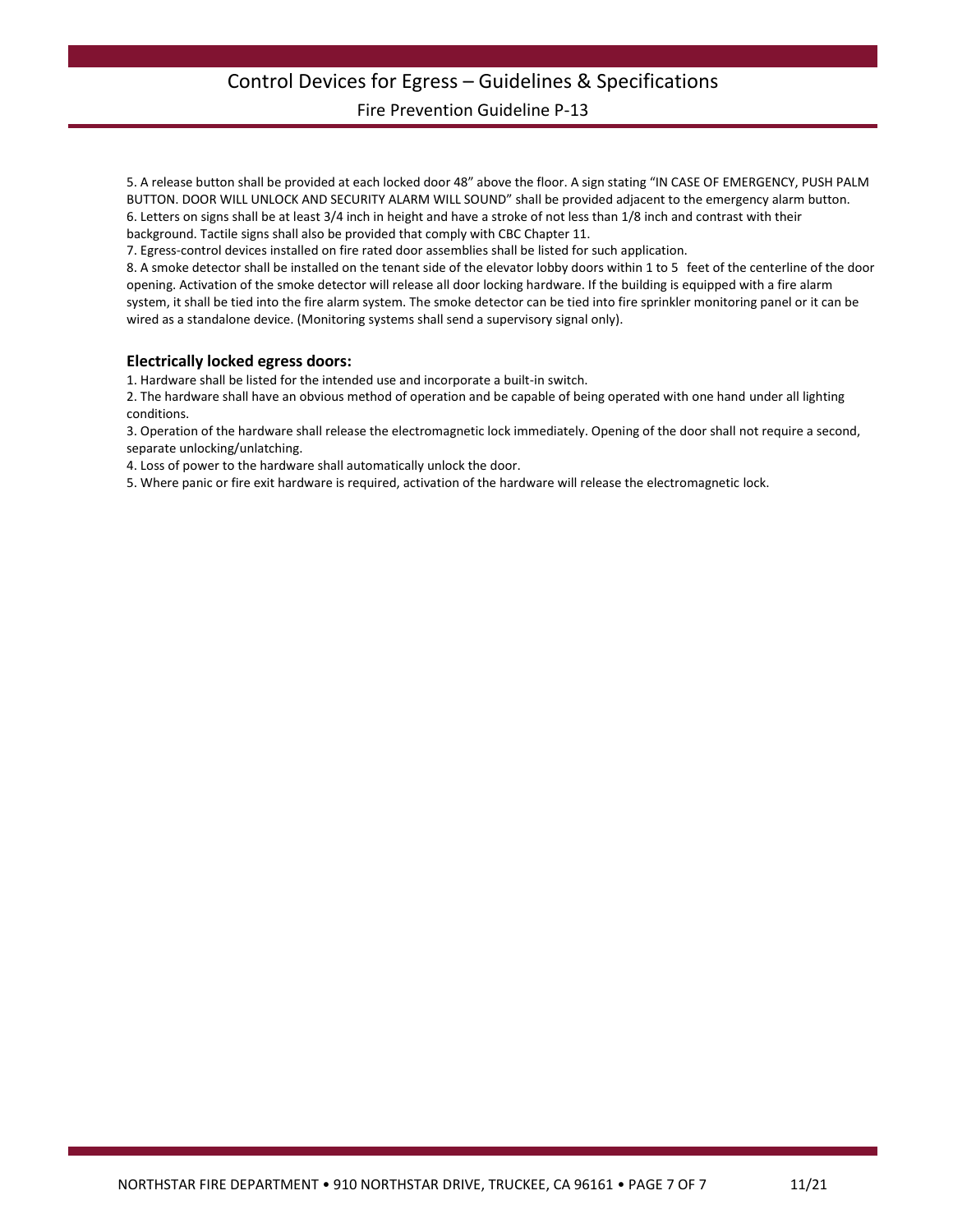5. A release button shall be provided at each locked door 48" above the floor. A sign stating "IN CASE OF EMERGENCY, PUSH PALM BUTTON. DOOR WILL UNLOCK AND SECURITY ALARM WILL SOUND" shall be provided adjacent to the emergency alarm button.
6. Letters on signs shall be at least 3/4 inch in height and have a stroke of not less than 1/8 inch and contrast with their background. Tactile signs shall also be provided that comply with CBC Chapter 11.
7. Egress-control devices installed on fire rated door assemblies shall be listed for such application.
8. A smoke detector shall be installed on the tenant side of the elevator lobby doors within 1 to 5 feet of the centerline of the door opening. Activation of the smoke detector will release all door locking hardware. If the building is equipped with a fire alarm system, it shall be tied into the fire alarm system. The smoke detector can be tied into fire sprinkler monitoring panel or it can be wired as a standalone device. (Monitoring systems shall send a supervisory signal only).

### Electrically locked egress doors:

1. Hardware shall be listed for the intended use and incorporate a built-in switch.
2. The hardware shall have an obvious method of operation and be capable of being operated with one hand under all lighting conditions.
3. Operation of the hardware shall release the electromagnetic lock immediately. Opening of the door shall not require a second, separate unlocking/unlatching.
4. Loss of power to the hardware shall automatically unlock the door.
5. Where panic or fire exit hardware is required, activation of the hardware will release the electromagnetic lock.